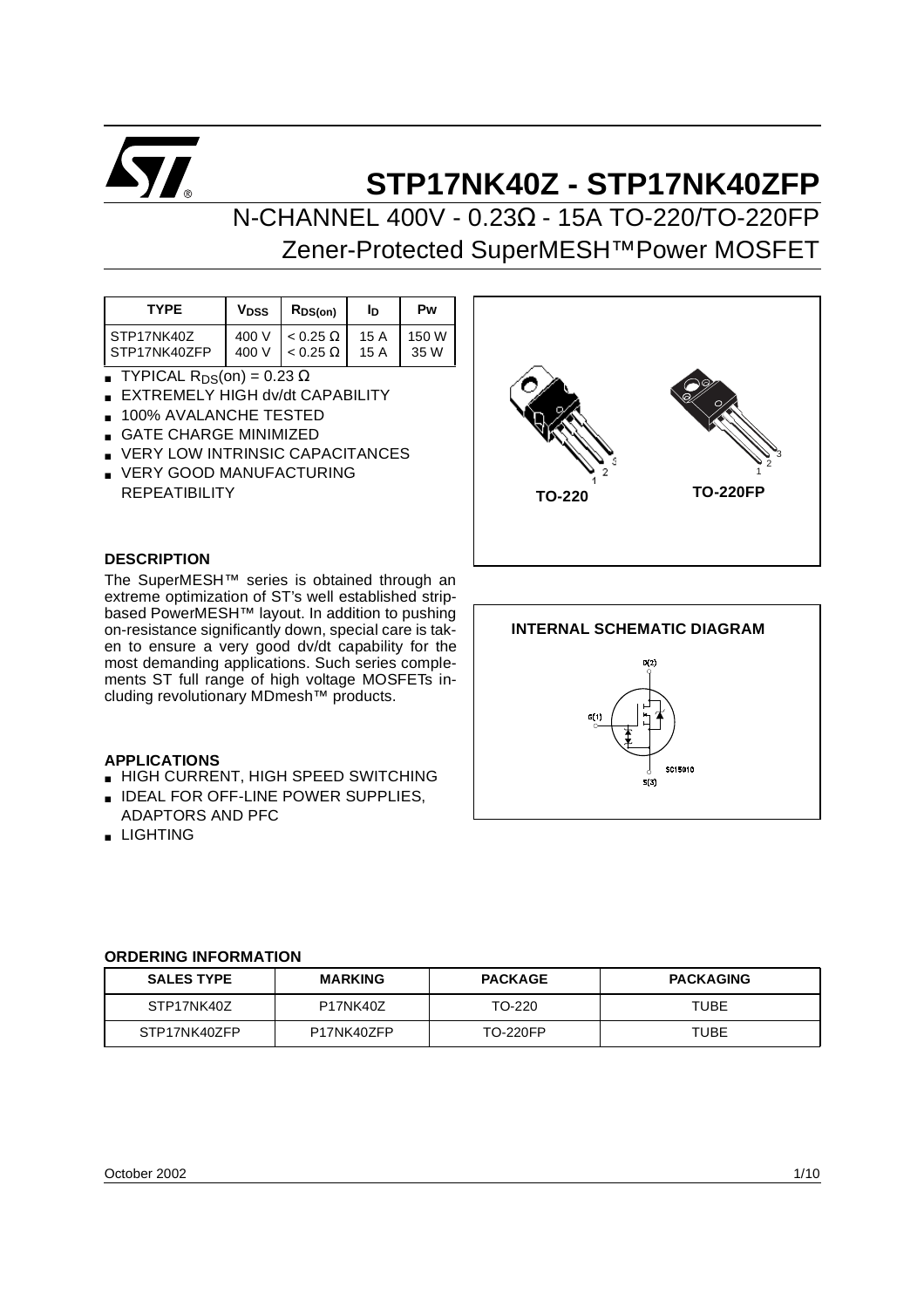# STP17NK40Z - STP17NK40ZFP

## N-CHANNEL 400V - 0.23Ω - 15A TO-220/TO-220FP Zener-Protected SuperMESH™Power MOSFET

| TYPE | $V_{DSS}$ | $R_{DS(on)}$ | $I_D$ | Pw |
|---|---|---|---|---|
| STP17NK40Z | 400 V | < 0.25 Ω | 15 A | 150 W |
| STP17NK40ZFP | 400 V | < 0.25 Ω | 15 A | 35 W |

- TYPICAL $R_{DS}$(on) = 0.23 Ω
- EXTREMELY HIGH dv/dt CAPABILITY
- 100% AVALANCHE TESTED
- GATE CHARGE MINIMIZED
- VERY LOW INTRINSIC CAPACITANCES
- VERY GOOD MANUFACTURING REPEATIBILITY

TO-220 TO-220FP

### DESCRIPTION

The SuperMESH™ series is obtained through an extreme optimization of ST's well established strip-based PowerMESH™ layout. In addition to pushing on-resistance significantly down, special care is taken to ensure a very good dv/dt capability for the most demanding applications. Such series complements ST full range of high voltage MOSFETs including revolutionary MDmesh™ products.

### INTERNAL SCHEMATIC DIAGRAM

D(2)

G(1)

S(3)

SC15010

### APPLICATIONS

- HIGH CURRENT, HIGH SPEED SWITCHING
- IDEAL FOR OFF-LINE POWER SUPPLIES, ADAPTORS AND PFC
- LIGHTING

### ORDERING INFORMATION

| SALES TYPE | MARKING | PACKAGE | PACKAGING |
|---|---|---|---|
| STP17NK40Z | P17NK40Z | TO-220 | TUBE |
| STP17NK40ZFP | P17NK40ZFP | TO-220FP | TUBE |

October 2002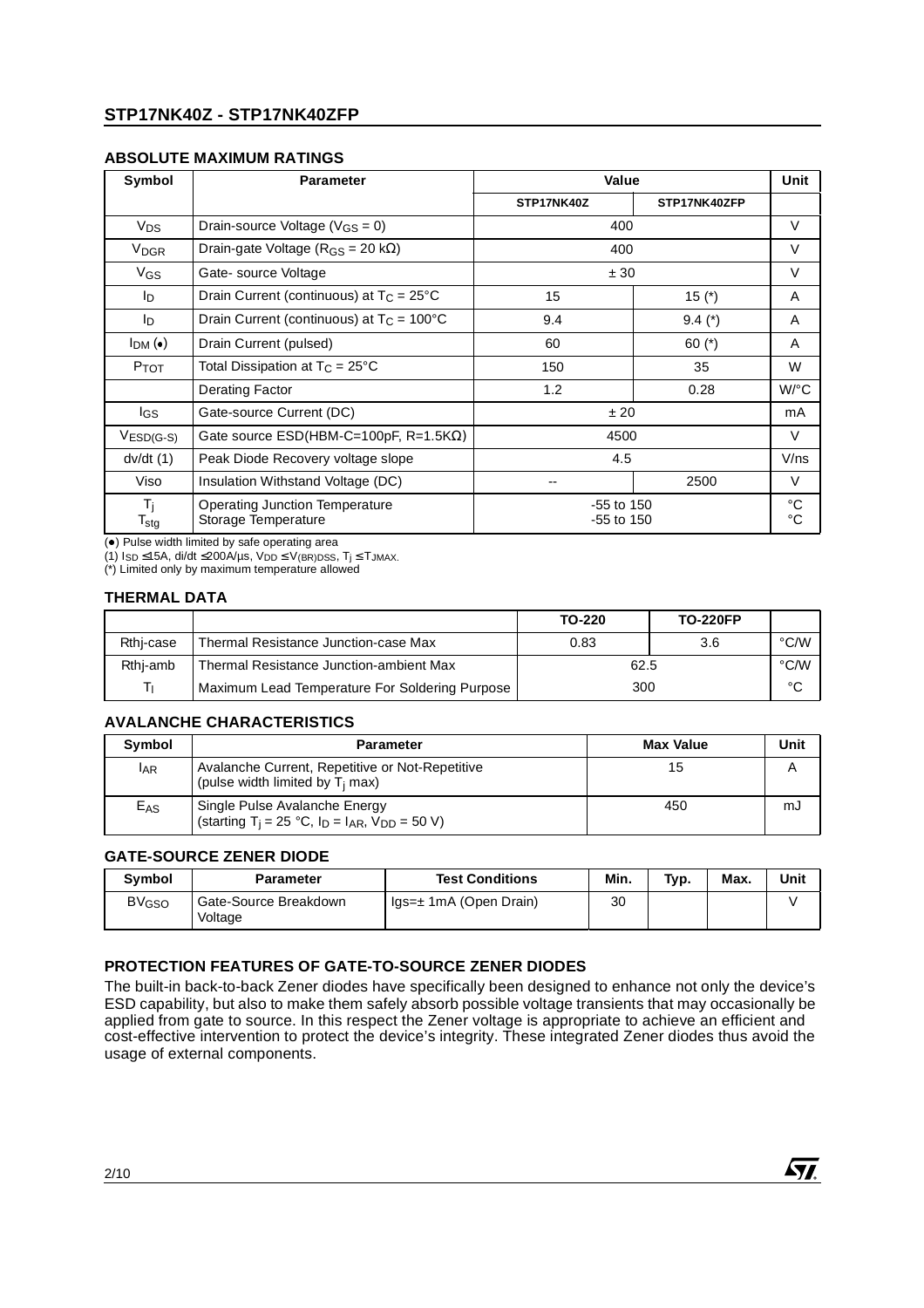## ABSOLUTE MAXIMUM RATINGS

| Symbol | Parameter | Value | | Unit |
|---|---|---|---|---|
| | | STP17NK40Z | STP17NK40ZFP | |
| $V_{DS}$ | Drain-source Voltage ($V_{GS}$ = 0) | 400 | | V |
| $V_{DGR}$ | Drain-gate Voltage ($R_{GS}$ = 20 kΩ) | 400 | | V |
| $V_{GS}$ | Gate- source Voltage | ± 30 | | V |
| $I_D$ | Drain Current (continuous) at $T_C$ = 25°C | 15 | 15 (*) | A |
| $I_D$ | Drain Current (continuous) at $T_C$ = 100°C | 9.4 | 9.4 (*) | A |
| $I_{DM}$ (•) | Drain Current (pulsed) | 60 | 60 (*) | A |
| $P_{TOT}$ | Total Dissipation at $T_C$ = 25°C | 150 | 35 | W |
| | Derating Factor | 1.2 | 0.28 | W/°C |
| $I_{GS}$ | Gate-source Current (DC) | ± 20 | | mA |
| $V_{ESD(G-S)}$ | Gate source ESD(HBM-C=100pF, R=1.5KΩ) | 4500 | | V |
| dv/dt (1) | Peak Diode Recovery voltage slope | 4.5 | | V/ns |
| Viso | Insulation Withstand Voltage (DC) | -- | 2500 | V |
| $T_j$<br>$T_{stg}$ | Operating Junction Temperature<br>Storage Temperature | -55 to 150<br>-55 to 150 | | °C<br>°C |

(•) Pulse width limited by safe operating area
(1) $I_{SD}$ ≤15A, di/dt ≤200A/µs, $V_{DD}$ ≤ $V_{(BR)DSS}$, $T_j$ ≤ $T_{JMAX}$.
(*) Limited only by maximum temperature allowed

## THERMAL DATA

| | | TO-220 | TO-220FP | |
|---|---|---|---|---|
| Rthj-case | Thermal Resistance Junction-case Max | 0.83 | 3.6 | °C/W |
| Rthj-amb | Thermal Resistance Junction-ambient Max | 62.5 | | °C/W |
| $T_l$ | Maximum Lead Temperature For Soldering Purpose | 300 | | °C |

## AVALANCHE CHARACTERISTICS

| Symbol | Parameter | Max Value | Unit |
|---|---|---|---|
| $I_{AR}$ | Avalanche Current, Repetitive or Not-Repetitive (pulse width limited by $T_j$ max) | 15 | A |
| $E_{AS}$ | Single Pulse Avalanche Energy (starting $T_j$ = 25 °C, $I_D$ = $I_{AR}$, $V_{DD}$ = 50 V) | 450 | mJ |

## GATE-SOURCE ZENER DIODE

| Symbol | Parameter | Test Conditions | Min. | Typ. | Max. | Unit |
|---|---|---|---|---|---|---|
| $BV_{GSO}$ | Gate-Source Breakdown Voltage | Igs=± 1mA (Open Drain) | 30 | | | V |

## PROTECTION FEATURES OF GATE-TO-SOURCE ZENER DIODES

The built-in back-to-back Zener diodes have specifically been designed to enhance not only the device's ESD capability, but also to make them safely absorb possible voltage transients that may occasionally be applied from gate to source. In this respect the Zener voltage is appropriate to achieve an efficient and cost-effective intervention to protect the device's integrity. These integrated Zener diodes thus avoid the usage of external components.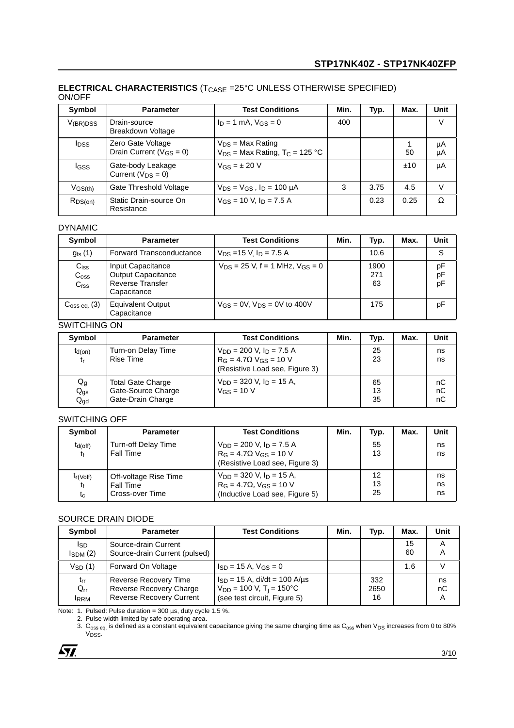**ELECTRICAL CHARACTERISTICS** ($T_{CASE}$ =25°C UNLESS OTHERWISE SPECIFIED)

ON/OFF

| Symbol | Parameter | Test Conditions | Min. | Typ. | Max. | Unit |
|---|---|---|---|---|---|---|
| $V_{(BR)DSS}$ | Drain-source Breakdown Voltage | $I_D$ = 1 mA, $V_{GS}$ = 0 | 400 | | | V |
| $I_{DSS}$ | Zero Gate Voltage Drain Current ($V_{GS}$ = 0) | $V_{DS}$ = Max Rating<br>$V_{DS}$ = Max Rating, $T_C$ = 125 °C | | | 1<br>50 | µA<br>µA |
| $I_{GSS}$ | Gate-body Leakage Current ($V_{DS}$ = 0) | $V_{GS}$ = ± 20 V | | | ±10 | µA |
| $V_{GS(th)}$ | Gate Threshold Voltage | $V_{DS}$ = $V_{GS}$ , $I_D$ = 100 µA | 3 | 3.75 | 4.5 | V |
| $R_{DS(on)}$ | Static Drain-source On Resistance | $V_{GS}$ = 10 V, $I_D$ = 7.5 A | | 0.23 | 0.25 | Ω |

DYNAMIC

| Symbol | Parameter | Test Conditions | Min. | Typ. | Max. | Unit |
|---|---|---|---|---|---|---|
| $g_{fs}$ (1) | Forward Transconductance | $V_{DS}$ =15 V, $I_D$ = 7.5 A | | 10.6 | | S |
| $C_{iss}$<br>$C_{oss}$<br>$C_{rss}$ | Input Capacitance<br>Output Capacitance<br>Reverse Transfer Capacitance | $V_{DS}$ = 25 V, f = 1 MHz, $V_{GS}$ = 0 | | 1900<br>271<br>63 | | pF<br>pF<br>pF |
| $C_{oss\ eq.}$ (3) | Equivalent Output Capacitance | $V_{GS}$ = 0V, $V_{DS}$ = 0V to 400V | | 175 | | pF |

SWITCHING ON

| Symbol | Parameter | Test Conditions | Min. | Typ. | Max. | Unit |
|---|---|---|---|---|---|---|
| $t_{d(on)}$<br>$t_r$ | Turn-on Delay Time<br>Rise Time | $V_{DD}$ = 200 V, $I_D$ = 7.5 A<br>$R_G$ = 4.7Ω $V_{GS}$ = 10 V<br>(Resistive Load see, Figure 3) | | 25<br>23 | | ns<br>ns |
| $Q_g$<br>$Q_{gs}$<br>$Q_{gd}$ | Total Gate Charge<br>Gate-Source Charge<br>Gate-Drain Charge | $V_{DD}$ = 320 V, $I_D$ = 15 A,<br>$V_{GS}$ = 10 V | | 65<br>13<br>35 | | nC<br>nC<br>nC |

SWITCHING OFF

| Symbol | Parameter | Test Conditions | Min. | Typ. | Max. | Unit |
|---|---|---|---|---|---|---|
| $t_{d(off)}$<br>$t_f$ | Turn-off Delay Time<br>Fall Time | $V_{DD}$ = 200 V, $I_D$ = 7.5 A<br>$R_G$ = 4.7Ω $V_{GS}$ = 10 V<br>(Resistive Load see, Figure 3) | | 55<br>13 | | ns<br>ns |
| $t_{r(Voff)}$<br>$t_f$<br>$t_c$ | Off-voltage Rise Time<br>Fall Time<br>Cross-over Time | $V_{DD}$ = 320 V, $I_D$ = 15 A,<br>$R_G$ = 4.7Ω, $V_{GS}$ = 10 V<br>(Inductive Load see, Figure 5) | | 12<br>13<br>25 | | ns<br>ns<br>ns |

SOURCE DRAIN DIODE

| Symbol | Parameter | Test Conditions | Min. | Typ. | Max. | Unit |
|---|---|---|---|---|---|---|
| $I_{SD}$<br>$I_{SDM}$ (2) | Source-drain Current<br>Source-drain Current (pulsed) | | | | 15<br>60 | A<br>A |
| $V_{SD}$ (1) | Forward On Voltage | $I_{SD}$ = 15 A, $V_{GS}$ = 0 | | | 1.6 | V |
| $t_{rr}$<br>$Q_{rr}$<br>$I_{RRM}$ | Reverse Recovery Time<br>Reverse Recovery Charge<br>Reverse Recovery Current | $I_{SD}$ = 15 A, di/dt = 100 A/µs<br>$V_{DD}$ = 100 V, $T_j$ = 150°C<br>(see test circuit, Figure 5) | | 332<br>2650<br>16 | | ns<br>nC<br>A |

Note: 1. Pulsed: Pulse duration = 300 µs, duty cycle 1.5 %.
2. Pulse width limited by safe operating area.
3. $C_{oss\ eq.}$ is defined as a constant equivalent capacitance giving the same charging time as $C_{oss}$ when $V_{DS}$ increases from 0 to 80% $V_{DSS}$.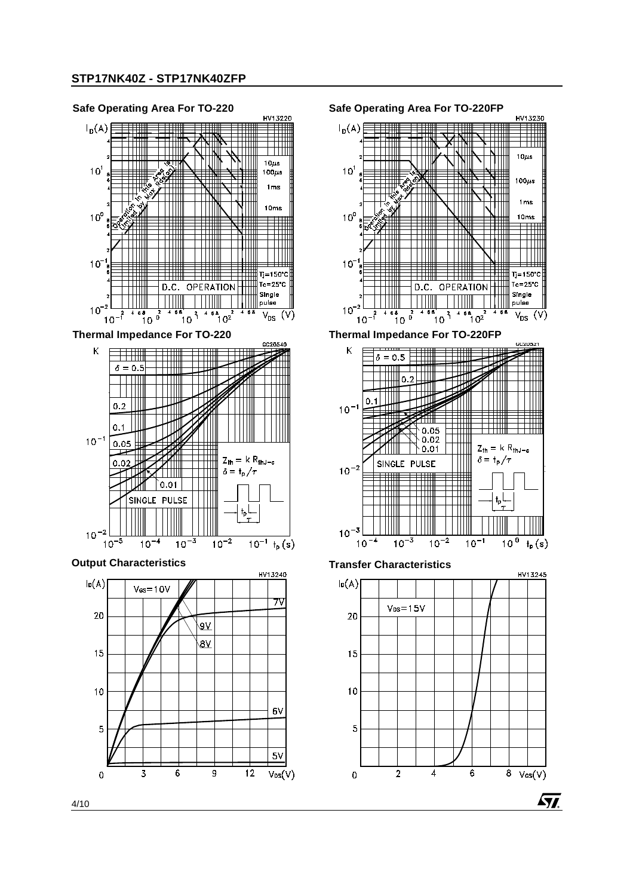### Safe Operating Area For TO-220

### Safe Operating Area For TO-220FP

### Thermal Impedance For TO-220

### Thermal Impedance For TO-220FP

### Output Characteristics

### Transfer Characteristics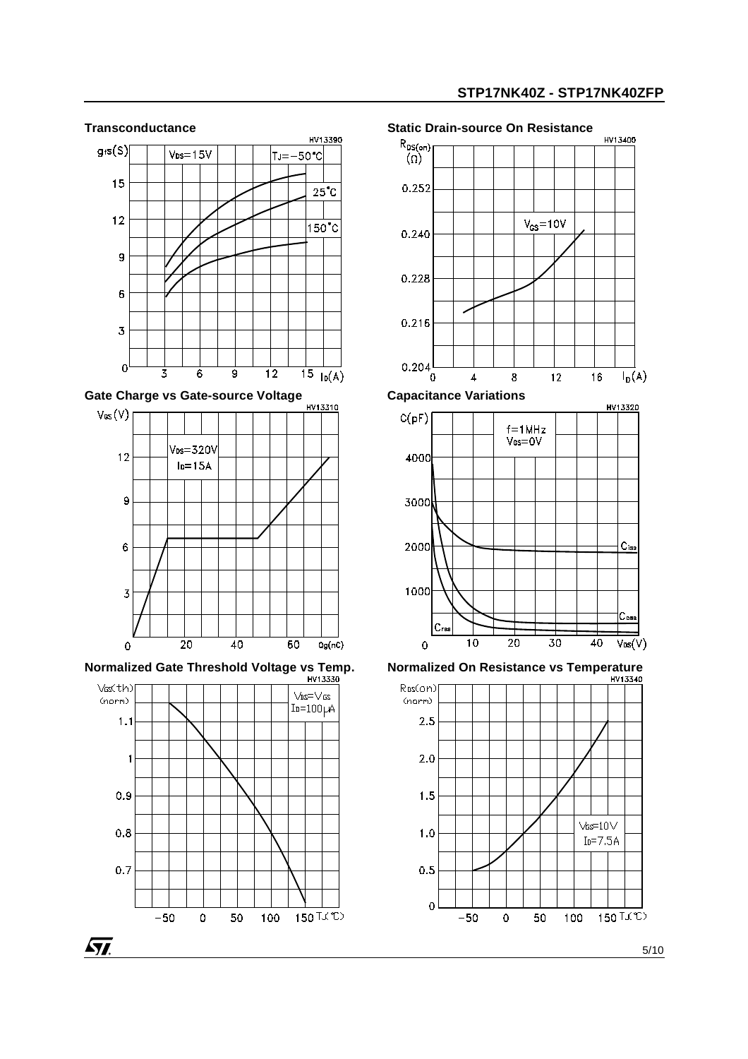**Transconductance**

**Static Drain-source On Resistance**

**Gate Charge vs Gate-source Voltage**

**Capacitance Variations**

**Normalized Gate Threshold Voltage vs Temp.**

**Normalized On Resistance vs Temperature**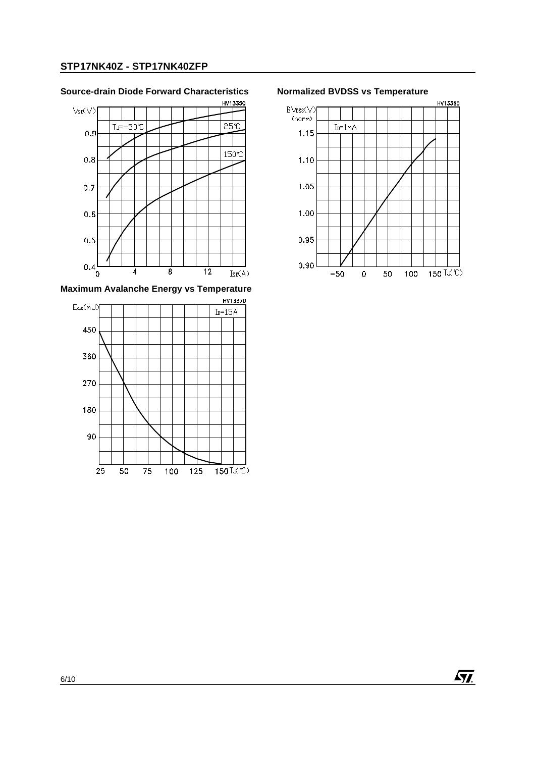### Source-drain Diode Forward Characteristics

### Normalized BVDSS vs Temperature

### Maximum Avalanche Energy vs Temperature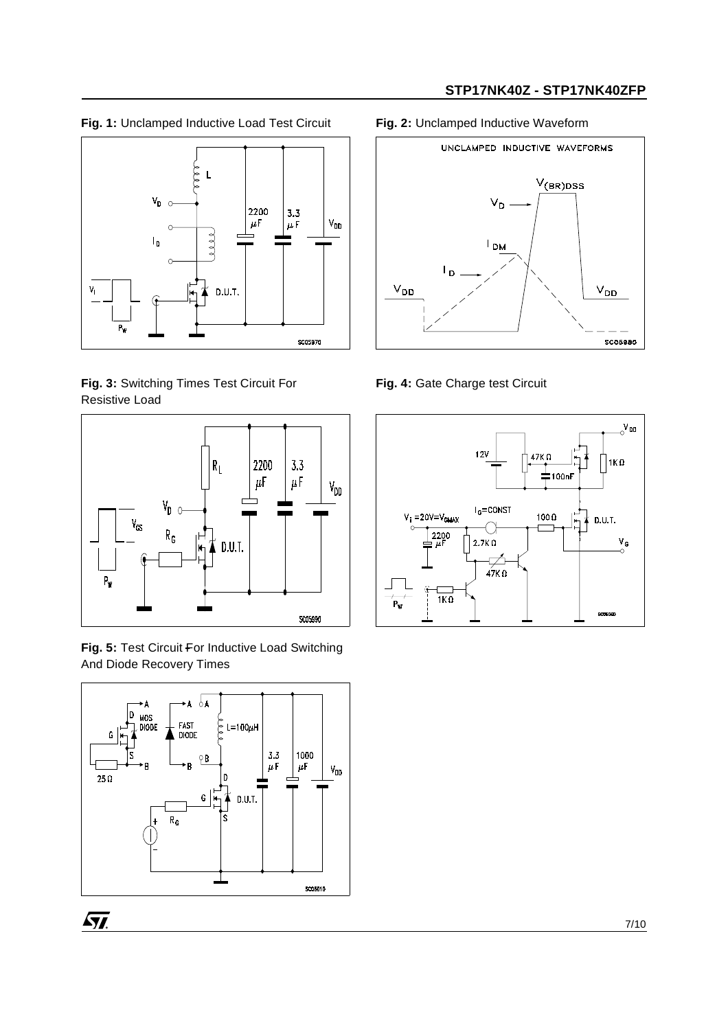**Fig. 1:** Unclamped Inductive Load Test Circuit

**Fig. 2:** Unclamped Inductive Waveform

**Fig. 3:** Switching Times Test Circuit For Resistive Load

**Fig. 4:** Gate Charge test Circuit

**Fig. 5:** Test Circuit For Inductive Load Switching And Diode Recovery Times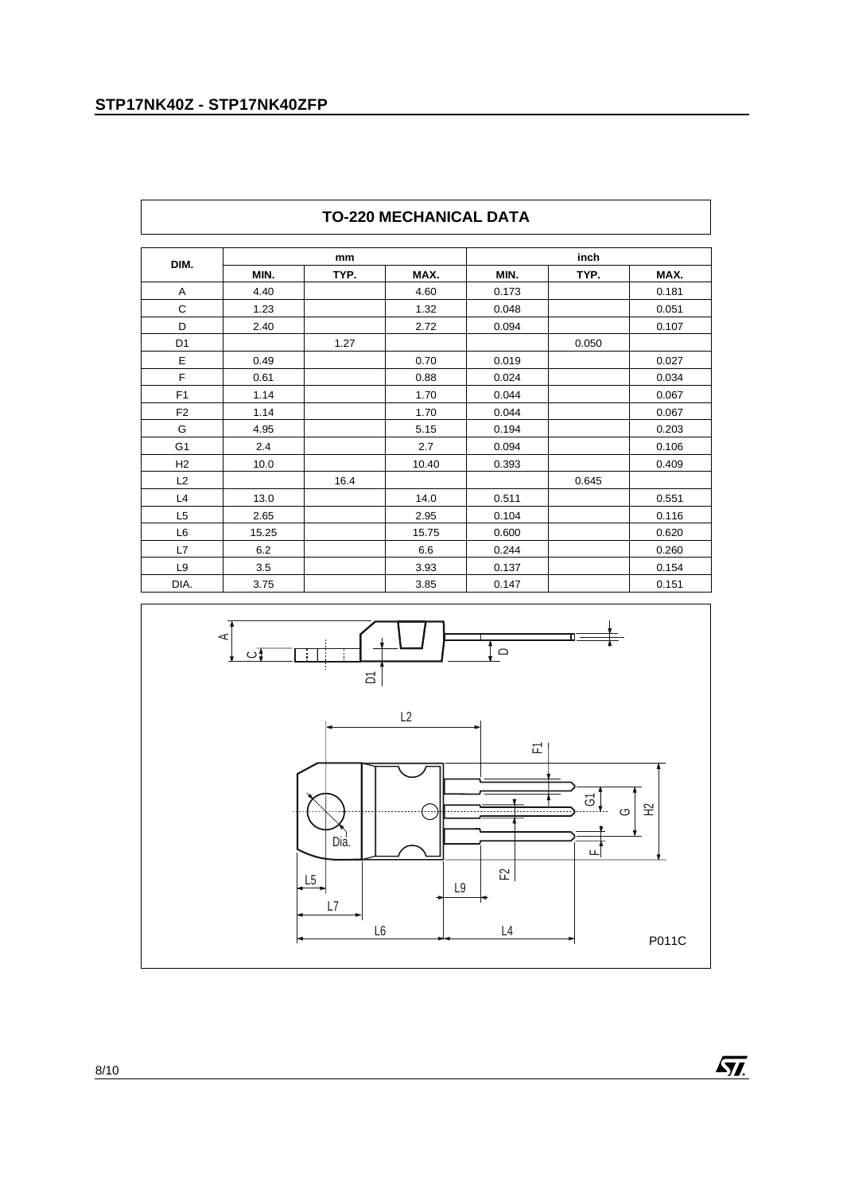## TO-220 MECHANICAL DATA

| DIM. | mm | | | inch | | |
|---|---|---|---|---|---|---|
| | MIN. | TYP. | MAX. | MIN. | TYP. | MAX. |
| A | 4.40 | | 4.60 | 0.173 | | 0.181 |
| C | 1.23 | | 1.32 | 0.048 | | 0.051 |
| D | 2.40 | | 2.72 | 0.094 | | 0.107 |
| D1 | | 1.27 | | | 0.050 | |
| E | 0.49 | | 0.70 | 0.019 | | 0.027 |
| F | 0.61 | | 0.88 | 0.024 | | 0.034 |
| F1 | 1.14 | | 1.70 | 0.044 | | 0.067 |
| F2 | 1.14 | | 1.70 | 0.044 | | 0.067 |
| G | 4.95 | | 5.15 | 0.194 | | 0.203 |
| G1 | 2.4 | | 2.7 | 0.094 | | 0.106 |
| H2 | 10.0 | | 10.40 | 0.393 | | 0.409 |
| L2 | | 16.4 | | | 0.645 | |
| L4 | 13.0 | | 14.0 | 0.511 | | 0.551 |
| L5 | 2.65 | | 2.95 | 0.104 | | 0.116 |
| L6 | 15.25 | | 15.75 | 0.600 | | 0.620 |
| L7 | 6.2 | | 6.6 | 0.244 | | 0.260 |
| L9 | 3.5 | | 3.93 | 0.137 | | 0.154 |
| DIA. | 3.75 | | 3.85 | 0.147 | | 0.151 |

P011C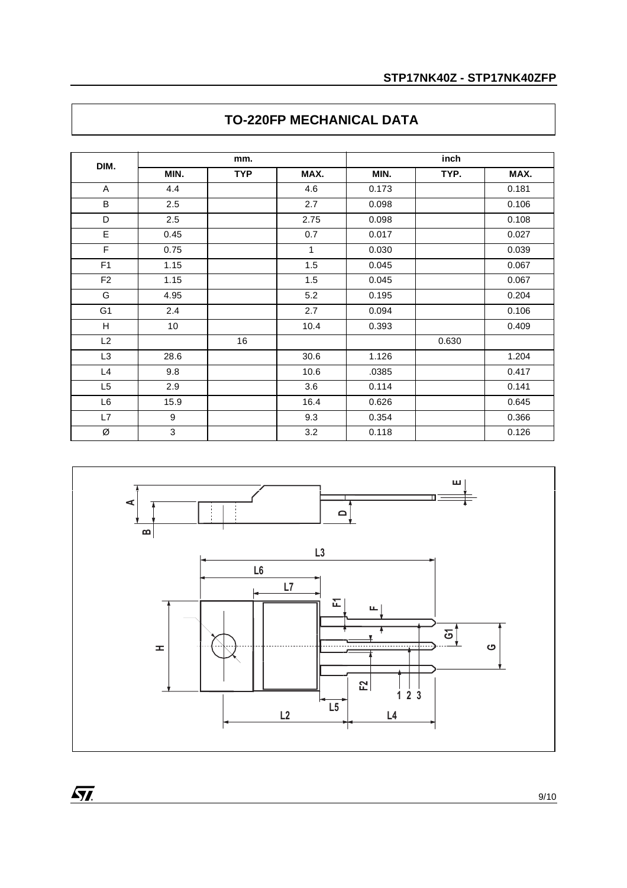## TO-220FP MECHANICAL DATA

| DIM. | mm. | | | inch | | |
|---|---|---|---|---|---|---|
| | MIN. | TYP | MAX. | MIN. | TYP. | MAX. |
| A | 4.4 | | 4.6 | 0.173 | | 0.181 |
| B | 2.5 | | 2.7 | 0.098 | | 0.106 |
| D | 2.5 | | 2.75 | 0.098 | | 0.108 |
| E | 0.45 | | 0.7 | 0.017 | | 0.027 |
| F | 0.75 | | 1 | 0.030 | | 0.039 |
| F1 | 1.15 | | 1.5 | 0.045 | | 0.067 |
| F2 | 1.15 | | 1.5 | 0.045 | | 0.067 |
| G | 4.95 | | 5.2 | 0.195 | | 0.204 |
| G1 | 2.4 | | 2.7 | 0.094 | | 0.106 |
| H | 10 | | 10.4 | 0.393 | | 0.409 |
| L2 | | 16 | | | 0.630 | |
| L3 | 28.6 | | 30.6 | 1.126 | | 1.204 |
| L4 | 9.8 | | 10.6 | .0385 | | 0.417 |
| L5 | 2.9 | | 3.6 | 0.114 | | 0.141 |
| L6 | 15.9 | | 16.4 | 0.626 | | 0.645 |
| L7 | 9 | | 9.3 | 0.354 | | 0.366 |
| Ø | 3 | | 3.2 | 0.118 | | 0.126 |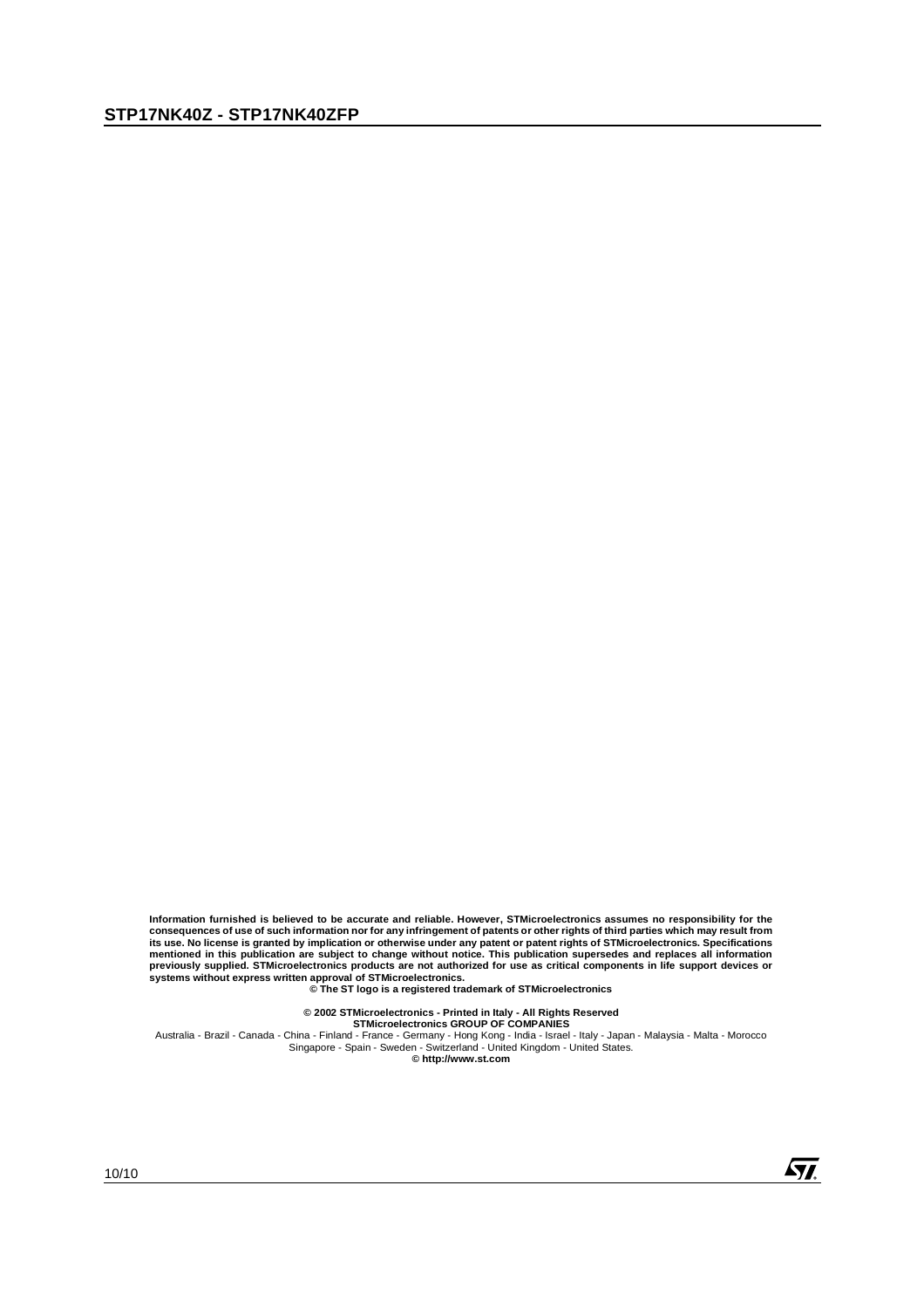**Information furnished is believed to be accurate and reliable. However, STMicroelectronics assumes no responsibility for the consequences of use of such information nor for any infringement of patents or other rights of third parties which may result from its use. No license is granted by implication or otherwise under any patent or patent rights of STMicroelectronics. Specifications mentioned in this publication are subject to change without notice. This publication supersedes and replaces all information previously supplied. STMicroelectronics products are not authorized for use as critical components in life support devices or systems without express written approval of STMicroelectronics.**

**© The ST logo is a registered trademark of STMicroelectronics**

**© 2002 STMicroelectronics - Printed in Italy - All Rights Reserved**
**STMicroelectronics GROUP OF COMPANIES**

Australia - Brazil - Canada - China - Finland - France - Germany - Hong Kong - India - Israel - Italy - Japan - Malaysia - Malta - Morocco
Singapore - Spain - Sweden - Switzerland - United Kingdom - United States.

**© http://www.st.com**